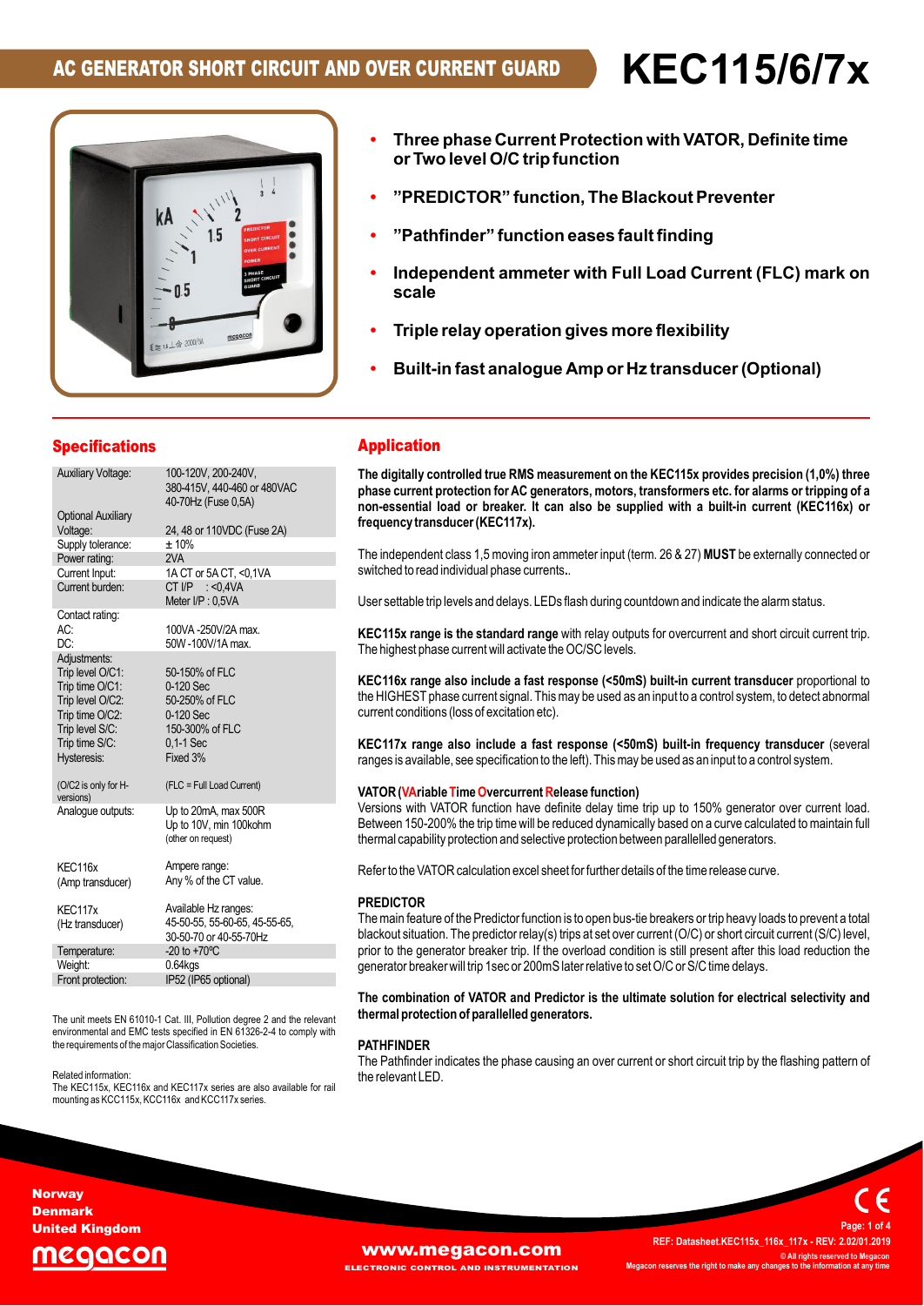# AC GENERATOR SHORT CIRCUIT AND OVER CURRENT GUARD

# KEC115/6/7x

- **Three phase Current Protection with VATOR, Definite time or Two level O/C trip function**
- **"PREDICTOR" function, The Blackout Preventer**
- **"Pathfinder" function eases fault finding**
- **Independent ammeter with Full Load Current (FLC) mark on scale**
- **Triple relay operation gives more flexibility**
- **Built-in fast analogue Amp or Hz transducer (Optional)**

## Specifications

| | |
|---|---|
| Auxiliary Voltage: | 100-120V, 200-240V, 380-415V, 440-460 or 480VAC 40-70Hz (Fuse 0,5A) |
| Optional Auxiliary Voltage: | 24, 48 or 110VDC (Fuse 2A) |
| Supply tolerance: | ± 10% |
| Power rating: | 2VA |
| Current Input: | 1A CT or 5A CT, <0,1VA |
| Current burden: | CT I/P : <0,4VA<br>Meter I/P : 0,5VA |
| Contact rating: | |
| AC: | 100VA -250V/2A max. |
| DC: | 50W -100V/1A max. |
| Adjustments: | |
| Trip level O/C1: | 50-150% of FLC |
| Trip time O/C1: | 0-120 Sec |
| Trip level O/C2: | 50-250% of FLC |
| Trip time O/C2: | 0-120 Sec |
| Trip level S/C: | 150-300% of FLC |
| Trip time S/C: | 0,1-1 Sec |
| Hysteresis: | Fixed 3% |
| (O/C2 is only for H-versions) | (FLC = Full Load Current) |
| Analogue outputs: | Up to 20mA, max 500R<br>Up to 10V, min 100kohm<br>(other on request) |
| KEC116x (Amp transducer) | Ampere range:<br>Any % of the CT value. |
| KEC117x (Hz transducer) | Available Hz ranges:<br>45-50-55, 55-60-65, 45-55-65, 30-50-70 or 40-55-70Hz |
| Temperature: | -20 to +70ºC |
| Weight: | 0.64kgs |
| Front protection: | IP52 (IP65 optional) |

The unit meets EN 61010-1 Cat. III, Pollution degree 2 and the relevant environmental and EMC tests specified in EN 61326-2-4 to comply with the requirements of the major Classification Societies.

Related information:
The KEC115x, KEC116x and KEC117x series are also available for rail mounting as KCC115x, KCC116x and KCC117x series.

## Application

**The digitally controlled true RMS measurement on the KEC115x provides precision (1,0%) three phase current protection for AC generators, motors, transformers etc. for alarms or tripping of a non-essential load or breaker. It can also be supplied with a built-in current (KEC116x) or frequency transducer (KEC117x).**

The independent class 1,5 moving iron ammeter input (term. 26 & 27) **MUST** be externally connected or switched to read individual phase currents..

User settable trip levels and delays. LEDs flash during countdown and indicate the alarm status.

**KEC115x range is the standard range** with relay outputs for overcurrent and short circuit current trip. The highest phase current will activate the OC/SC levels.

**KEC116x range also include a fast response (<50mS) built-in current transducer** proportional to the HIGHEST phase current signal. This may be used as an input to a control system, to detect abnormal current conditions (loss of excitation etc).

**KEC117x range also include a fast response (<50mS) built-in frequency transducer** (several ranges is available, see specification to the left). This may be used as an input to a control system.

**VATOR (VAriable Time Overcurrent Release function)**

Versions with VATOR function have definite delay time trip up to 150% generator over current load. Between 150-200% the trip time will be reduced dynamically based on a curve calculated to maintain full thermal capability protection and selective protection between parallelled generators.

Refer to the VATOR calculation excel sheet for further details of the time release curve.

**PREDICTOR**

The main feature of the Predictor function is to open bus-tie breakers or trip heavy loads to prevent a total blackout situation. The predictor relay(s) trips at set over current (O/C) or short circuit current (S/C) level, prior to the generator breaker trip. If the overload condition is still present after this load reduction the generator breaker will trip 1sec or 200mS later relative to set O/C or S/C time delays.

**The combination of VATOR and Predictor is the ultimate solution for electrical selectivity and thermal protection of parallelled generators.**

**PATHFINDER**

The Pathfinder indicates the phase causing an over current or short circuit trip by the flashing pattern of the relevant LED.

Norway
Denmark
United Kingdom
megacon

www.megacon.com
ELECTRONIC CONTROL AND INSTRUMENTATION

REF: Datasheet.KEC115x_116x_117x - REV: 2.02/01.2019
© All rights reserved to Megacon
Megacon reserves the right to make any changes to the information at any time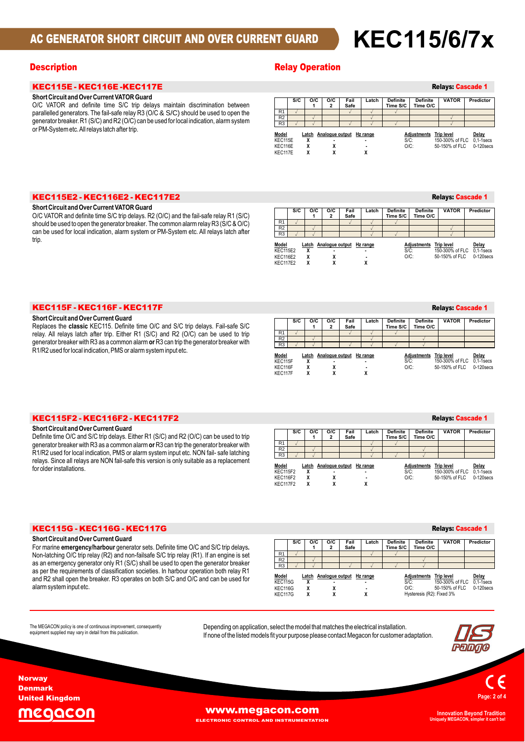# AC GENERATOR SHORT CIRCUIT AND OVER CURRENT GUARD

# KEC115/6/7x

## Description

## Relay Operation

### KEC115E - KEC116E -KEC117E

**Relays: Cascade 1**

**Short Circuit and Over Current VATOR Guard**

O/C VATOR and definite time S/C trip delays maintain discrimination between parallelled generators. The fail-safe relay R3 (O/C & S/C) should be used to open the generator breaker. R1 (S/C) and R2 (O/C) can be used for local indication, alarm system or PM-System etc. All relays latch after trip.

| | S/C | O/C 1 | O/C 2 | Fail Safe | Latch | Definite Time S/C | Definite Time O/C | VATOR | Predictor |
|---|---|---|---|---|---|---|---|---|---|
| R1 | √ | | | | √ | √ | | | |
| R2 | | √ | | | √ | | | √ | |
| R3 | √ | √ | | √ | √ | | | √ | |

| Model | Latch | Analogue output | Hz range | Adjustments | Trip level | Delay |
|---|---|---|---|---|---|---|
| KEC115E | X | - | - | S/C: | 150-300% of FLC | 0,1-1secs |
| KEC116E | X | X | - | O/C: | 50-150% of FLC | 0-120secs |
| KEC117E | X | X | X | | | |

### KEC115E2 - KEC116E2 - KEC117E2

**Relays: Cascade 1**

**Short Circuit and Over Current VATOR Guard**

O/C VATOR and definite time S/C trip delays. R2 (O/C) and the fail-safe relay R1 (S/C) should be used to open the generator breaker. The common alarm relay R3 (S/C & O/C) can be used for local indication, alarm system or PM-System etc. All relays latch after trip.

| | S/C | O/C 1 | O/C 2 | Fail Safe | Latch | Definite Time S/C | Definite Time O/C | VATOR | Predictor |
|---|---|---|---|---|---|---|---|---|---|
| R1 | √ | | | √ | √ | √ | | | |
| R2 | | √ | | | √ | | | √ | |
| R3 | √ | √ | | | √ | √ | | √ | |

| Model | Latch | Analogue output | Hz range | Adjustments | Trip level | Delay |
|---|---|---|---|---|---|---|
| KEC115E2 | X | - | - | S/C: | 150-300% of FLC | 0,1-1secs |
| KEC116E2 | X | X | - | O/C: | 50-150% of FLC | 0-120secs |
| KEC117E2 | X | X | X | | | |

### KEC115F - KEC116F - KEC117F

**Relays: Cascade 1**

**Short Circuit and Over Current Guard**

Replaces the **classic** KEC115. Definite time O/C and S/C trip delays. Fail-safe S/C relay. All relays latch after trip. Either R1 (S/C) and R2 (O/C) can be used to trip generator breaker with R3 as a common alarm **or** R3 can trip the generator breaker with R1/R2 used for local indication, PMS or alarm system input etc.

| | S/C | O/C 1 | O/C 2 | Fail Safe | Latch | Definite Time S/C | Definite Time O/C | VATOR | Predictor |
|---|---|---|---|---|---|---|---|---|---|
| R1 | √ | | | √ | √ | √ | | | |
| R2 | | √ | | | √ | | √ | | |
| R3 | √ | √ | | √ | √ | √ | √ | | |

| Model | Latch | Analogue output | Hz range | Adjustments | Trip level | Delay |
|---|---|---|---|---|---|---|
| KEC115F | X | - | - | S/C: | 150-300% of FLC | 0,1-1secs |
| KEC116F | X | X | - | O/C: | 50-150% of FLC | 0-120secs |
| KEC117F | X | X | X | | | |

### KEC115F2 - KEC116F2 - KEC117F2

**Relays: Cascade 1**

**Short Circuit and Over Current Guard**

Definite time O/C and S/C trip delays. Either R1 (S/C) and R2 (O/C) can be used to trip generator breaker with R3 as a common alarm **or** R3 can trip the generator breaker with R1/R2 used for local indication, PMS or alarm system input etc. NON fail- safe latching relays. Since all relays are NON fail-safe this version is only suitable as a replacement for older installations.

| | S/C | O/C 1 | O/C 2 | Fail Safe | Latch | Definite Time S/C | Definite Time O/C | VATOR | Predictor |
|---|---|---|---|---|---|---|---|---|---|
| R1 | √ | | | | √ | √ | | | |
| R2 | | √ | | | √ | | √ | | |
| R3 | √ | √ | | | √ | √ | √ | | |

| Model | Latch | Analogue output | Hz range | Adjustments | Trip level | Delay |
|---|---|---|---|---|---|---|
| KEC115F2 | X | - | - | S/C: | 150-300% of FLC | 0,1-1secs |
| KEC116F2 | X | X | - | O/C: | 50-150% of FLC | 0-120secs |
| KEC117F2 | X | X | X | | | |

### KEC115G - KEC116G - KEC117G

**Relays: Cascade 1**

**Short Circuit and Over Current Guard**

For marine **emergency/harbour** generator sets. Definite time O/C and S/C trip delays**.** Non-latching O/C trip relay (R2) and non-failsafe S/C trip relay (R1). If an engine is set as an emergency generator only R1 (S/C) shall be used to open the generator breaker as per the requirements of classification societies. In harbour operation both relay R1 and R2 shall open the breaker. R3 operates on both S/C and O/C and can be used for alarm system input etc.

| | S/C | O/C 1 | O/C 2 | Fail Safe | Latch | Definite Time S/C | Definite Time O/C | VATOR | Predictor |
|---|---|---|---|---|---|---|---|---|---|
| R1 | √ | | | | √ | √ | | | |
| R2 | | √ | | | | | √ | | |
| R3 | √ | √ | | √ | √ | √ | √ | | |

| Model | Latch | Analogue output | Hz range | Adjustments | Trip level | Delay |
|---|---|---|---|---|---|---|
| KEC115G | X | - | - | S/C: | 150-300% of FLC | 0,1-1secs |
| KEC116G | X | X | - | O/C: | 50-150% of FLC | 0-120secs |
| KEC117G | X | X | X | Hysteresis (R2): Fixed 3% | | |

The MEGACON policy is one of continuous improvement, consequently equipment supplied may vary in detail from this publication.

Depending on application, select the model that matches the electrical installation.
If none of the listed models fit your purpose please contact Megacon for customer adaptation.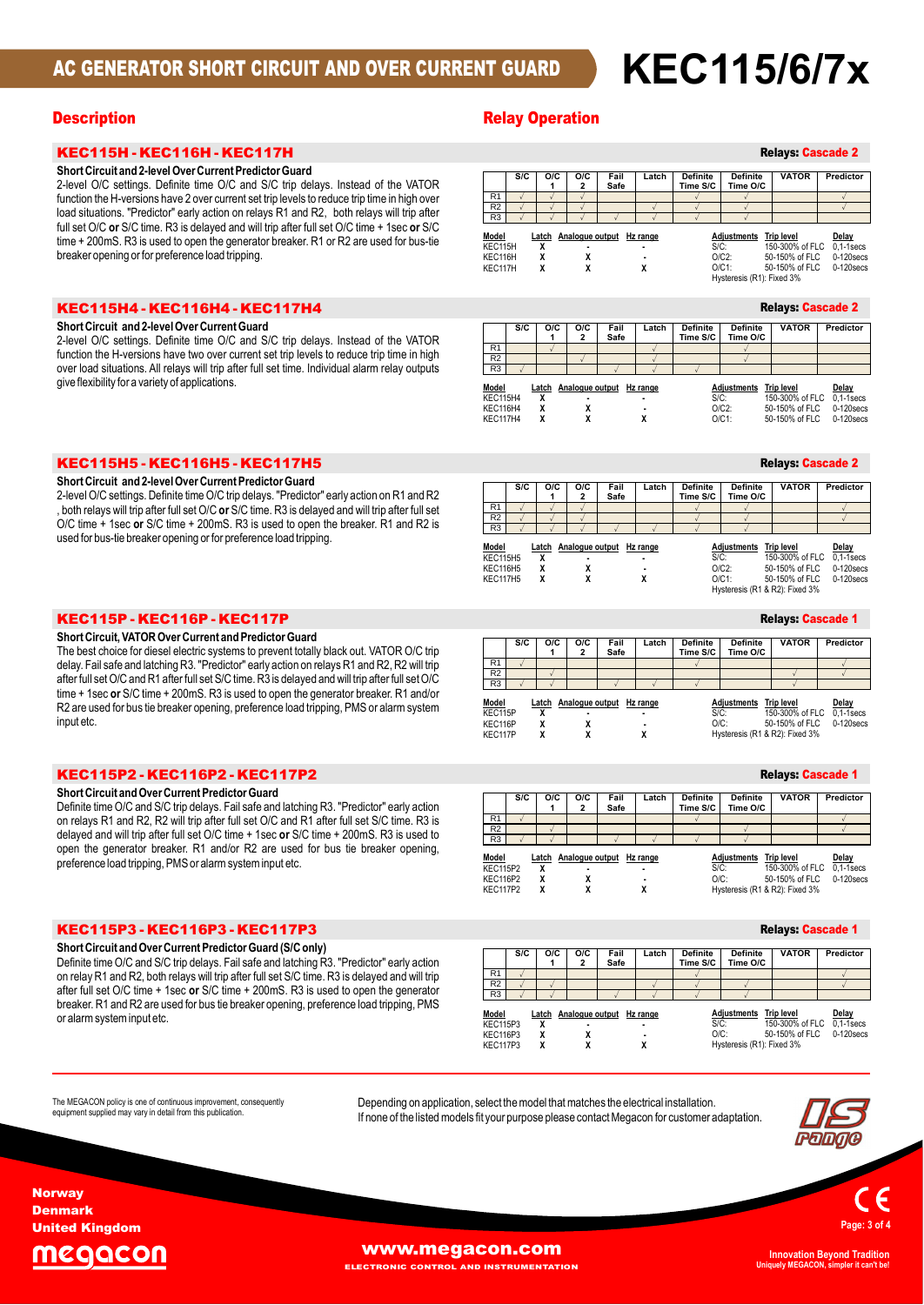# AC GENERATOR SHORT CIRCUIT AND OVER CURRENT GUARD KEC115/6/7x

## Description / Relay Operation

### KEC115H - KEC116H - KEC117H

Relays: Cascade 2

**Short Circuit and 2-level Over Current Predictor Guard**

2-level O/C settings. Definite time O/C and S/C trip delays. Instead of the VATOR function the H-versions have 2 over current set trip levels to reduce trip time in high over load situations. "Predictor" early action on relays R1 and R2, both relays will trip after full set O/C **or** S/C time. R3 is delayed and will trip after full set O/C time + 1sec **or** S/C time + 200mS. R3 is used to open the generator breaker. R1 or R2 are used for bus-tie breaker opening or for preference load tripping.

| | S/C | O/C 1 | O/C 2 | Fail Safe | Latch | Definite Time S/C | Definite Time O/C | VATOR | Predictor |
|---|---|---|---|---|---|---|---|---|---|
| R1 | √ | √ | √ | | | √ | √ | | √ |
| R2 | √ | √ | √ | | √ | √ | √ | | √ |
| R3 | √ | √ | √ | √ | √ | √ | √ | | |

| Model | Latch | Analogue output | Hz range | Adjustments | Trip level | Delay |
|---|---|---|---|---|---|---|
| KEC115H | X | - | - | S/C: | 150-300% of FLC | 0,1-1secs |
| KEC116H | X | X | - | O/C2: | 50-150% of FLC | 0-120secs |
| KEC117H | X | X | X | O/C1: | 50-150% of FLC | 0-120secs |

Hysteresis (R1): Fixed 3%

### KEC115H4 - KEC116H4 - KEC117H4

Relays: Cascade 2

**Short Circuit and 2-level Over Current Guard**

2-level O/C settings. Definite time O/C and S/C trip delays. Instead of the VATOR function the H-versions have two over current set trip levels to reduce trip time in high over load situations. All relays will trip after full set time. Individual alarm relay outputs give flexibility for a variety of applications.

| | S/C | O/C 1 | O/C 2 | Fail Safe | Latch | Definite Time S/C | Definite Time O/C | VATOR | Predictor |
|---|---|---|---|---|---|---|---|---|---|
| R1 | | √ | | | √ | | √ | | |
| R2 | | | √ | | √ | | √ | | |
| R3 | √ | | | √ | √ | √ | | | |

| Model | Latch | Analogue output | Hz range | Adjustments | Trip level | Delay |
|---|---|---|---|---|---|---|
| KEC115H4 | X | - | - | S/C: | 150-300% of FLC | 0,1-1secs |
| KEC116H4 | X | X | - | O/C2: | 50-150% of FLC | 0-120secs |
| KEC117H4 | X | X | X | O/C1: | 50-150% of FLC | 0-120secs |

### KEC115H5 - KEC116H5 - KEC117H5

Relays: Cascade 2

**Short Circuit and 2-level Over Current Predictor Guard**

2-level O/C settings. Definite time O/C and S/C trip delays. "Predictor" early action on R1 and R2 , both relays will trip after full set O/C **or** S/C time. R3 is delayed and will trip after full set O/C time + 1sec **or** S/C time + 200mS. R3 is used to open the breaker. R1 and R2 is used for bus-tie breaker opening or for preference load tripping.

| | S/C | O/C 1 | O/C 2 | Fail Safe | Latch | Definite Time S/C | Definite Time O/C | VATOR | Predictor |
|---|---|---|---|---|---|---|---|---|---|
| R1 | √ | √ | √ | | | √ | √ | | √ |
| R2 | √ | √ | √ | | | √ | √ | | √ |
| R3 | √ | √ | √ | √ | √ | √ | √ | | |

| Model | Latch | Analogue output | Hz range | Adjustments | Trip level | Delay |
|---|---|---|---|---|---|---|
| KEC115H5 | X | - | - | S/C: | 150-300% of FLC | 0,1-1secs |
| KEC116H5 | X | X | - | O/C2: | 50-150% of FLC | 0-120secs |
| KEC117H5 | X | X | X | O/C1: | 50-150% of FLC | 0-120secs |

Hysteresis (R1 & R2): Fixed 3%

### KEC115P - KEC116P - KEC117P

Relays: Cascade 1

**Short Circuit, VATOR Over Current and Predictor Guard**

The best choice for diesel electric systems to prevent totally black out. VATOR O/C trip delay. Fail safe and latching R3. "Predictor" early action on relays R1 and R2, R2 will trip after full set O/C and R1 after full set S/C time. R3 is delayed and will trip after full set O/C time + 1sec **or** S/C time + 200mS. R3 is used to open the generator breaker. R1 and/or R2 are used for bus tie breaker opening, preference load tripping, PMS or alarm system input etc.

| | S/C | O/C 1 | O/C 2 | Fail Safe | Latch | Definite Time S/C | Definite Time O/C | VATOR | Predictor |
|---|---|---|---|---|---|---|---|---|---|
| R1 | √ | | | | | √ | | | √ |
| R2 | | √ | | | | | | √ | √ |
| R3 | √ | √ | | √ | √ | √ | | √ | |

| Model | Latch | Analogue output | Hz range | Adjustments | Trip level | Delay |
|---|---|---|---|---|---|---|
| KEC115P | X | - | - | S/C: | 150-300% of FLC | 0,1-1secs |
| KEC116P | X | X | - | O/C: | 50-150% of FLC | 0-120secs |
| KEC117P | X | X | X | | | |

Hysteresis (R1 & R2): Fixed 3%

### KEC115P2 - KEC116P2 - KEC117P2

Relays: Cascade 1

**Short Circuit and Over Current Predictor Guard**

Definite time O/C and S/C trip delays. Fail safe and latching R3. "Predictor" early action on relays R1 and R2, R2 will trip after full set O/C and R1 after full set S/C time. R3 is delayed and will trip after full set O/C time + 1sec **or** S/C time + 200mS. R3 is used to open the generator breaker. R1 and/or R2 are used for bus tie breaker opening, preference load tripping, PMS or alarm system input etc.

| | S/C | O/C 1 | O/C 2 | Fail Safe | Latch | Definite Time S/C | Definite Time O/C | VATOR | Predictor |
|---|---|---|---|---|---|---|---|---|---|
| R1 | √ | | | | | √ | | | √ |
| R2 | | √ | | | | | √ | | √ |
| R3 | √ | √ | | √ | √ | √ | √ | | |

| Model | Latch | Analogue output | Hz range | Adjustments | Trip level | Delay |
|---|---|---|---|---|---|---|
| KEC115P2 | X | - | - | S/C: | 150-300% of FLC | 0,1-1secs |
| KEC116P2 | X | X | - | O/C: | 50-150% of FLC | 0-120secs |
| KEC117P2 | X | X | X | | | |

Hysteresis (R1 & R2): Fixed 3%

### KEC115P3 - KEC116P3 - KEC117P3

Relays: Cascade 1

**Short Circuit and Over Current Predictor Guard (S/C only)**

Definite time O/C and S/C trip delays. Fail safe and latching R3. "Predictor" early action on relay R1 and R2, both relays will trip after full set S/C time. R3 is delayed and will trip after full set O/C time + 1sec **or** S/C time + 200mS. R3 is used to open the generator breaker. R1 and R2 are used for bus tie breaker opening, preference load tripping, PMS or alarm system input etc.

| | S/C | O/C 1 | O/C 2 | Fail Safe | Latch | Definite Time S/C | Definite Time O/C | VATOR | Predictor |
|---|---|---|---|---|---|---|---|---|---|
| R1 | √ | | | | | √ | | | √ |
| R2 | √ | √ | | | √ | √ | | | √ |
| R3 | √ | √ | | √ | √ | √ | √ | | |

| Model | Latch | Analogue output | Hz range | Adjustments | Trip level | Delay |
|---|---|---|---|---|---|---|
| KEC115P3 | X | - | - | S/C: | 150-300% of FLC | 0,1-1secs |
| KEC116P3 | X | X | - | O/C: | 50-150% of FLC | 0-120secs |
| KEC117P3 | X | X | X | | | |

Hysteresis (R1): Fixed 3%

The MEGACON policy is one of continuous improvement, consequently equipment supplied may vary in detail from this publication.

Depending on application, select the model that matches the electrical installation.
If none of the listed models fit your purpose please contact Megacon for customer adaptation.

Norway
Denmark
United Kingdom

megacon

www.megacon.com
ELECTRONIC CONTROL AND INSTRUMENTATION

Innovation Beyond Tradition
Uniquely MEGACON, simpler it can't be!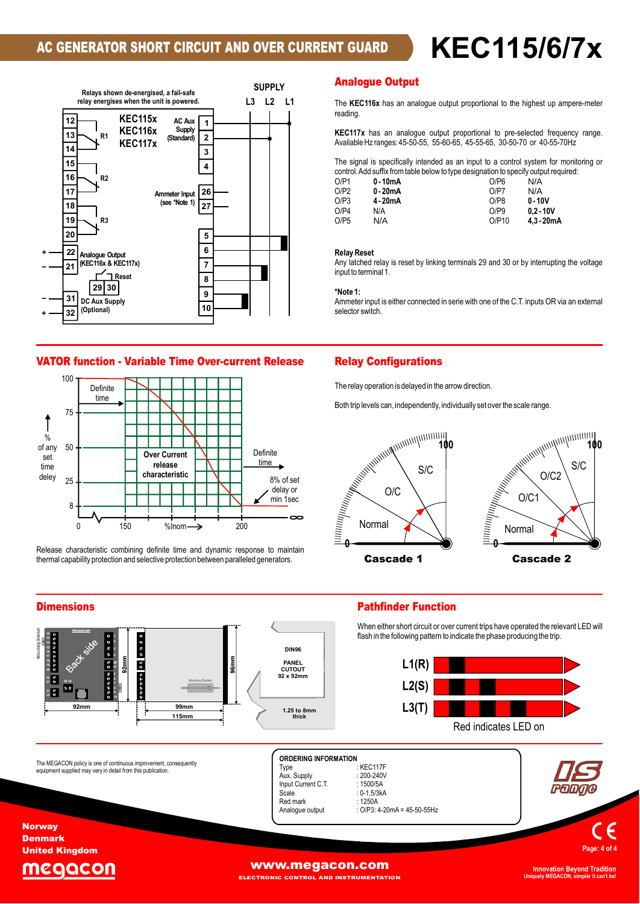# AC GENERATOR SHORT CIRCUIT AND OVER CURRENT GUARD

# KEC115/6/7x

SUPPLY
L3 L2 L1

Relays shown de-energised, a fail-safe relay energises when the unit is powered.

KEC115x
KEC116x
KEC117x

AC Aux Supply (Standard)

12
13 R1
14
15
16 R2
17
18
19 R3
20

1
2
3
4

Ammeter Input (see *Note 1)
26
27

5
6
7
8
9
10

+ 22
– 21
Analogue Output (KEC116x & KEC117x)

Reset
29 30

– 31
+ 32
DC Aux Supply (Optional)

## Analogue Output

The **KEC116x** has an analogue output proportional to the highest up ampere-meter reading.

**KEC117x** has an analogue output proportional to pre-selected frequency range. Available Hz ranges: 45-50-55, 55-60-65, 45-55-65, 30-50-70 or 40-55-70Hz

The signal is specifically intended as an input to a control system for monitoring or control. Add suffix from table below to type designation to specify output required:

| | | | |
|---|---|---|---|
| O/P1 | **0 - 10mA** | O/P6 | N/A |
| O/P2 | **0 - 20mA** | O/P7 | N/A |
| O/P3 | **4 - 20mA** | O/P8 | **0 - 10V** |
| O/P4 | N/A | O/P9 | **0,2 - 10V** |
| O/P5 | N/A | O/P10 | **4,3 - 20mA** |

**Relay Reset**

Any latched relay is reset by linking terminals 29 and 30 or by interrupting the voltage input to terminal 1.

***Note 1:**

Ammeter input is either connected in serie with one of the C.T. inputs OR via an external selector switch.

## VATOR function - Variable Time Over-current Release

100
75
50
25
8
% of any set time deley
0
150
%Inom
200
∞
Definite time
Over Current release characteristic
Definite time
8% of set delay or min 1sec

Release characteristic combining definite time and dynamic response to maintain thermal capability protection and selective protection between paralleled generators.

## Relay Configurations

The relay operation is delayed in the arrow direction.

Both trip levels can, independently, individually set over the scale range.

0
Normal
O/C
S/C
100
**Cascade 1**

0
Normal
O/C1
O/C2
S/C
100
**Cascade 2**

## Dimensions

Back side
92mm
92mm
99mm
115mm
96mm
Mounting Bracket
DIN96
PANEL CUTOUT 92 x 92mm
1.25 to 8mm thick

## Pathfinder Function

When either short circuit or over current trips have operated the relevant LED will flash in the following pattern to indicate the phase producing the trip.

L1(R)
L2(S)
L3(T)

Red indicates LED on

The MEGACON policy is one of continuous improvement, consequently equipment supplied may vary in detail from this publication.

**ORDERING INFORMATION**

| | |
|---|---|
| Type | : KEC117F |
| Aux. Supply | : 200-240V |
| Input Current C.T. | : 1500/5A |
| Scale | : 0-1,5/3kA |
| Red mark | : 1250A |
| Analogue output | : O/P3: 4-20mA = 45-50-55Hz |

IS range

**Norway**
**Denmark**
**United Kingdom**

megacon

**www.megacon.com**
ELECTRONIC CONTROL AND INSTRUMENTATION

CE

**Innovation Beyond Tradition**
**Uniquely MEGACON, simpler it can't be!**